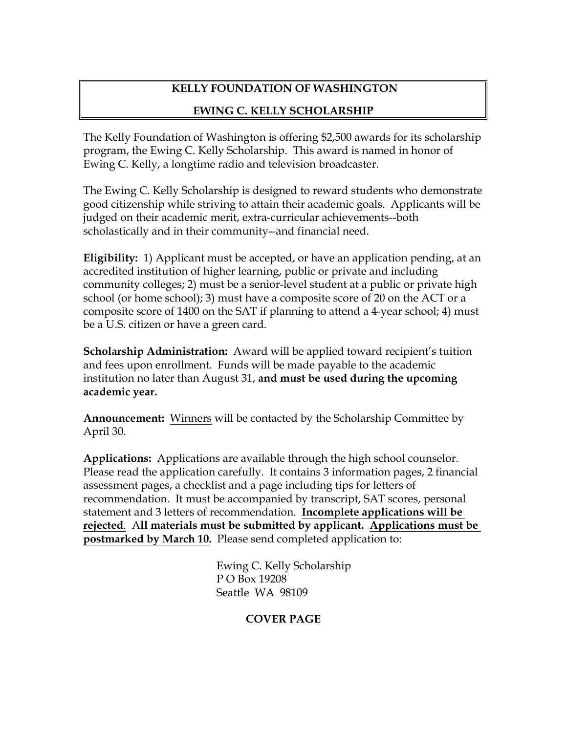# KELLY FOUNDATION OF WASHINGTON

## EWING C. KELLY SCHOLARSHIP

The Kelly Foundation of Washington is offering $2,500 awards for its scholarship program, the Ewing C. Kelly Scholarship. This award is named in honor of Ewing C. Kelly, a longtime radio and television broadcaster.

The Ewing C. Kelly Scholarship is designed to reward students who demonstrate good citizenship while striving to attain their academic goals. Applicants will be judged on their academic merit, extra-curricular achievements--both scholastically and in their community--and financial need.

**Eligibility:** 1) Applicant must be accepted, or have an application pending, at an accredited institution of higher learning, public or private and including community colleges; 2) must be a senior-level student at a public or private high school (or home school); 3) must have a composite score of 20 on the ACT or a composite score of 1400 on the SAT if planning to attend a 4-year school; 4) must be a U.S. citizen or have a green card.

**Scholarship Administration:** Award will be applied toward recipient's tuition and fees upon enrollment. Funds will be made payable to the academic institution no later than August 31, **and must be used during the upcoming academic year.**

**Announcement:** Winners will be contacted by the Scholarship Committee by April 30.

**Applications:** Applications are available through the high school counselor. Please read the application carefully. It contains 3 information pages, 2 financial assessment pages, a checklist and a page including tips for letters of recommendation. It must be accompanied by transcript, SAT scores, personal statement and 3 letters of recommendation. **Incomplete applications will be rejected**. **All materials must be submitted by applicant. Applications must be postmarked by March 10.** Please send completed application to:

Ewing C. Kelly Scholarship
P O Box 19208
Seattle WA 98109

**COVER PAGE**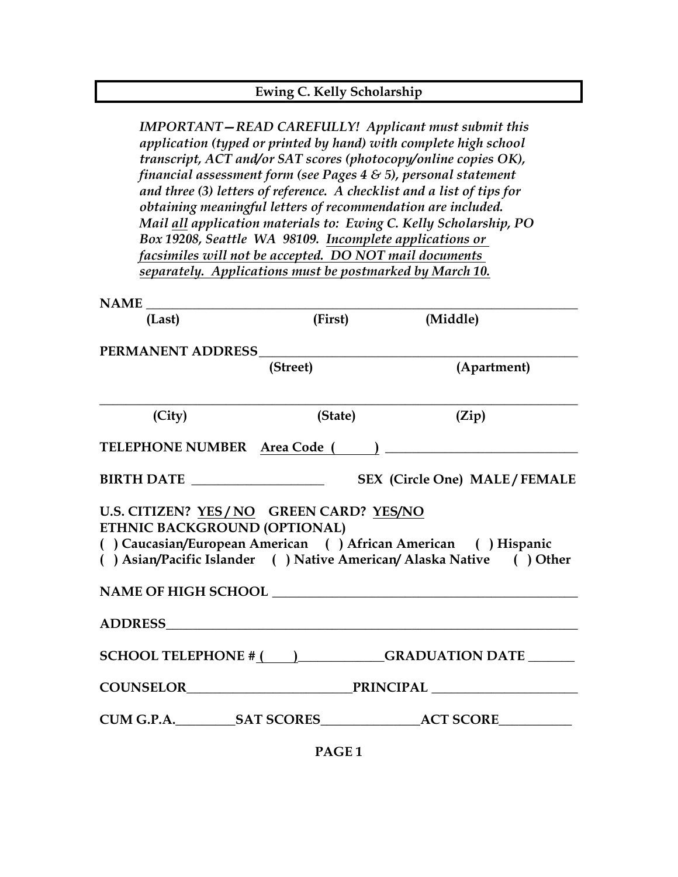## Ewing C. Kelly Scholarship

*IMPORTANT—READ CAREFULLY! Applicant must submit this application (typed or printed by hand) with complete high school transcript, ACT and/or SAT scores (photocopy/online copies OK), financial assessment form (see Pages 4 & 5), personal statement and three (3) letters of reference. A checklist and a list of tips for obtaining meaningful letters of recommendation are included. Mail <u>all</u> application materials to: Ewing C. Kelly Scholarship, PO Box 19208, Seattle WA 98109. <u>Incomplete applications or facsimiles will not be accepted. DO NOT mail documents separately. Applications must be postmarked by March 10.</u>*

**NAME** ______________________________________________________________

**(Last)** **(First)** **(Middle)**

**PERMANENT ADDRESS** ___________________________________________

**(Street)** **(Apartment)**

______________________________________________________________

**(City)** **(State)** **(Zip)**

**TELEPHONE NUMBER** **<u>Area Code (      )</u>** ___________________________

**BIRTH DATE** ____________________ **SEX (Circle One) MALE / FEMALE**

**U.S. CITIZEN? <u>YES / NO</u> GREEN CARD? <u>YES/NO</u>**
**ETHNIC BACKGROUND (OPTIONAL)**
**( ) Caucasian/European American ( ) African American ( ) Hispanic**
**( ) Asian/Pacific Islander ( ) Native American/ Alaska Native ( ) Other**

**NAME OF HIGH SCHOOL** _____________________________________________

**ADDRESS** ________________________________________________________

**SCHOOL TELEPHONE # <u>(      )</u>** _____________ **GRADUATION DATE** _______

**COUNSELOR** _________________________ **PRINCIPAL** _____________________

**CUM G.P.A.** _________ **SAT SCORES** _______________ **ACT SCORE** ___________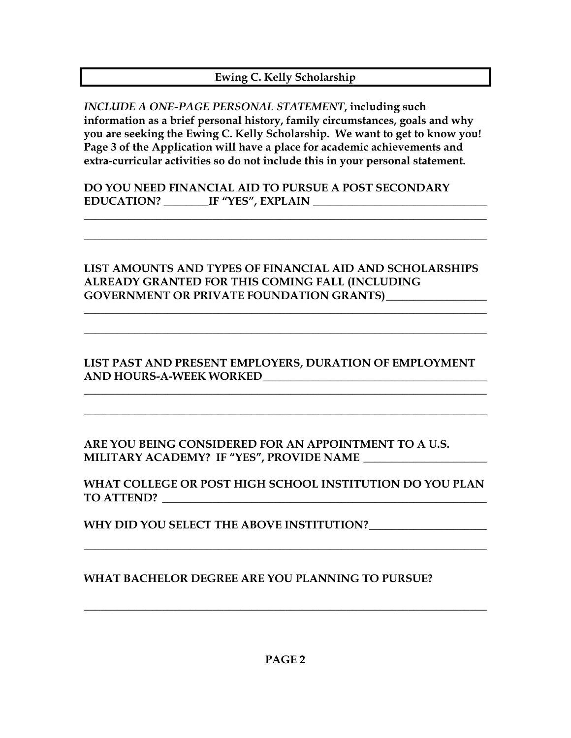## Ewing C. Kelly Scholarship

***INCLUDE A ONE-PAGE PERSONAL STATEMENT*, including such information as a brief personal history, family circumstances, goals and why you are seeking the Ewing C. Kelly Scholarship. We want to get to know you! Page 3 of the Application will have a place for academic achievements and extra-curricular activities so do not include this in your personal statement.**

**DO YOU NEED FINANCIAL AID TO PURSUE A POST SECONDARY EDUCATION? ________IF "YES", EXPLAIN ________________________________**
__________________________________________________________________________
__________________________________________________________________________

**LIST AMOUNTS AND TYPES OF FINANCIAL AID AND SCHOLARSHIPS ALREADY GRANTED FOR THIS COMING FALL (INCLUDING GOVERNMENT OR PRIVATE FOUNDATION GRANTS)__________________**
__________________________________________________________________________
__________________________________________________________________________

**LIST PAST AND PRESENT EMPLOYERS, DURATION OF EMPLOYMENT AND HOURS-A-WEEK WORKED__________________________________________**
__________________________________________________________________________
__________________________________________________________________________

**ARE YOU BEING CONSIDERED FOR AN APPOINTMENT TO A U.S. MILITARY ACADEMY? IF "YES", PROVIDE NAME ______________________**

**WHAT COLLEGE OR POST HIGH SCHOOL INSTITUTION DO YOU PLAN TO ATTEND? ____________________________________________________________**

**WHY DID YOU SELECT THE ABOVE INSTITUTION?_____________________**
__________________________________________________________________________

**WHAT BACHELOR DEGREE ARE YOU PLANNING TO PURSUE?**

__________________________________________________________________________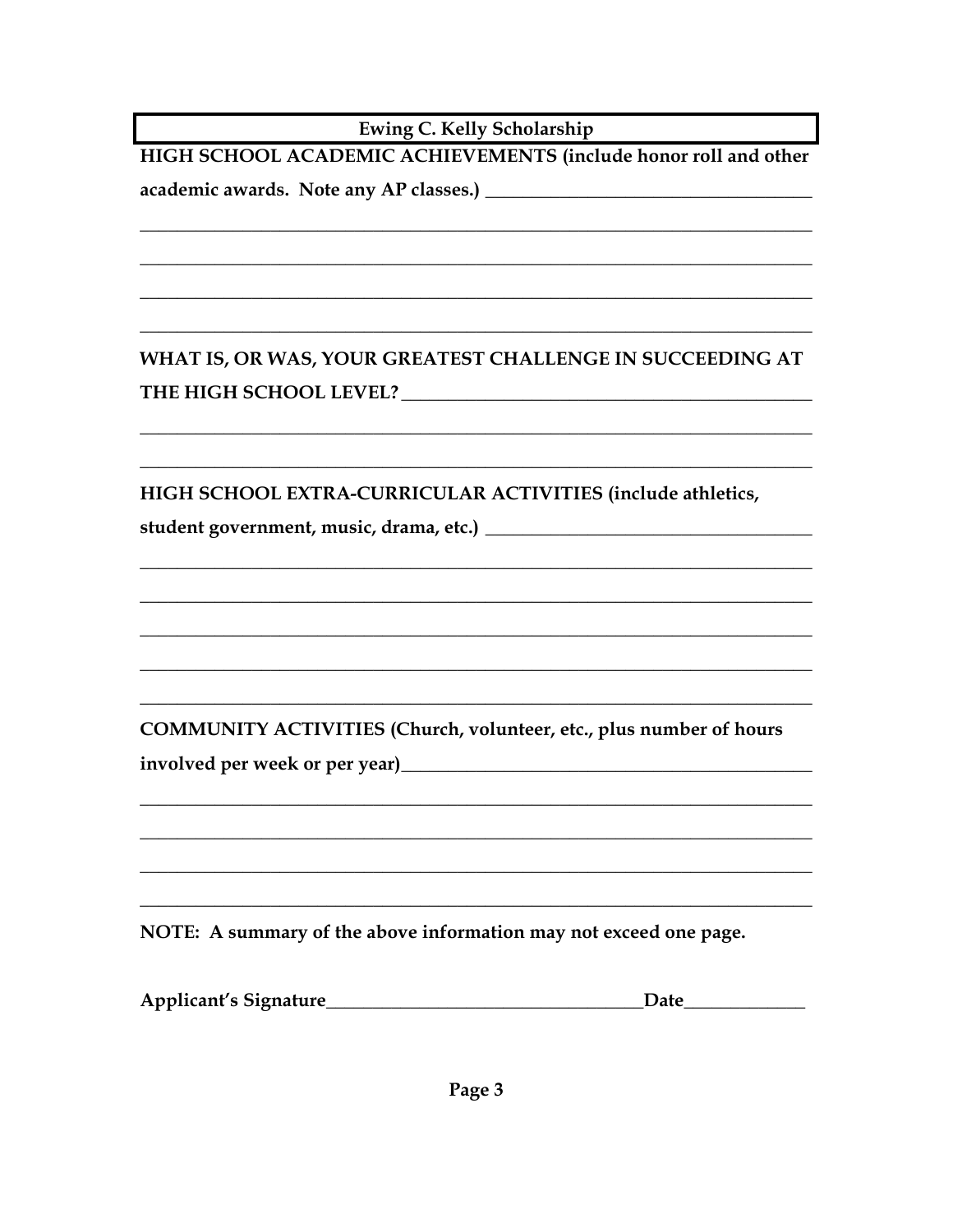## Ewing C. Kelly Scholarship

**HIGH SCHOOL ACADEMIC ACHIEVEMENTS (include honor roll and other academic awards. Note any AP classes.)** ____________________________________

__________________________________________________________________________

__________________________________________________________________________

__________________________________________________________________________

__________________________________________________________________________

**WHAT IS, OR WAS, YOUR GREATEST CHALLENGE IN SUCCEEDING AT THE HIGH SCHOOL LEVEL?** ______________________________________________

__________________________________________________________________________

__________________________________________________________________________

**HIGH SCHOOL EXTRA-CURRICULAR ACTIVITIES (include athletics, student government, music, drama, etc.)** ____________________________________

__________________________________________________________________________

__________________________________________________________________________

__________________________________________________________________________

__________________________________________________________________________

__________________________________________________________________________

**COMMUNITY ACTIVITIES (Church, volunteer, etc., plus number of hours involved per week or per year)**______________________________________________

__________________________________________________________________________

__________________________________________________________________________

__________________________________________________________________________

__________________________________________________________________________

**NOTE: A summary of the above information may not exceed one page.**

**Applicant's Signature**__________________________________**Date**_____________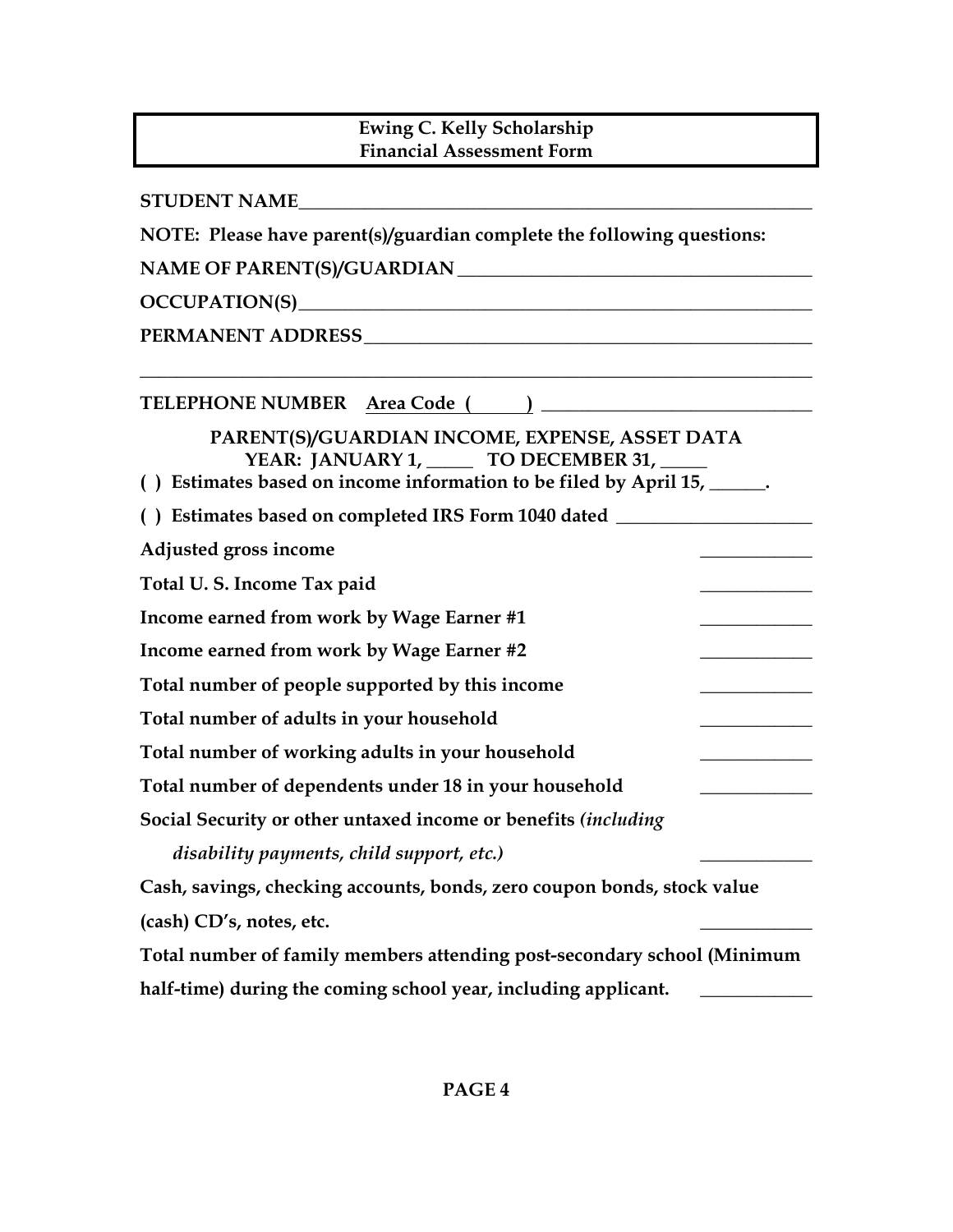# Ewing C. Kelly Scholarship
## Financial Assessment Form

**STUDENT NAME**\_\_\_\_\_\_\_\_\_\_\_\_\_\_\_\_\_\_\_\_\_\_\_\_\_\_\_\_\_\_\_\_\_\_\_\_\_\_\_\_\_\_\_\_\_\_\_\_

**NOTE: Please have parent(s)/guardian complete the following questions:**

**NAME OF PARENT(S)/GUARDIAN** \_\_\_\_\_\_\_\_\_\_\_\_\_\_\_\_\_\_\_\_\_\_\_\_\_\_\_\_\_\_\_\_\_\_

**OCCUPATION(S)**\_\_\_\_\_\_\_\_\_\_\_\_\_\_\_\_\_\_\_\_\_\_\_\_\_\_\_\_\_\_\_\_\_\_\_\_\_\_\_\_\_\_\_\_\_\_\_\_

**PERMANENT ADDRESS**\_\_\_\_\_\_\_\_\_\_\_\_\_\_\_\_\_\_\_\_\_\_\_\_\_\_\_\_\_\_\_\_\_\_\_\_\_\_\_\_\_\_

\_\_\_\_\_\_\_\_\_\_\_\_\_\_\_\_\_\_\_\_\_\_\_\_\_\_\_\_\_\_\_\_\_\_\_\_\_\_\_\_\_\_\_\_\_\_\_\_\_\_\_\_\_\_\_\_\_\_\_\_\_\_

**TELEPHONE NUMBER** **Area Code ( )** \_\_\_\_\_\_\_\_\_\_\_\_\_\_\_\_\_\_\_\_\_\_\_\_\_\_

### PARENT(S)/GUARDIAN INCOME, EXPENSE, ASSET DATA
### YEAR: JANUARY 1, \_\_\_\_\_ TO DECEMBER 31, \_\_\_\_\_

**( ) Estimates based on income information to be filed by April 15, \_\_\_\_\_\_.**

**( ) Estimates based on completed IRS Form 1040 dated** \_\_\_\_\_\_\_\_\_\_\_\_\_\_\_\_\_\_\_\_

**Adjusted gross income** \_\_\_\_\_\_\_\_\_\_\_\_

**Total U. S. Income Tax paid** \_\_\_\_\_\_\_\_\_\_\_\_

**Income earned from work by Wage Earner #1** \_\_\_\_\_\_\_\_\_\_\_\_

**Income earned from work by Wage Earner #2** \_\_\_\_\_\_\_\_\_\_\_\_

**Total number of people supported by this income** \_\_\_\_\_\_\_\_\_\_\_\_

**Total number of adults in your household** \_\_\_\_\_\_\_\_\_\_\_\_

**Total number of working adults in your household** \_\_\_\_\_\_\_\_\_\_\_\_

**Total number of dependents under 18 in your household** \_\_\_\_\_\_\_\_\_\_\_\_

**Social Security or other untaxed income or benefits** ***(including disability payments, child support, etc.)*** \_\_\_\_\_\_\_\_\_\_\_\_

**Cash, savings, checking accounts, bonds, zero coupon bonds, stock value (cash) CD's, notes, etc.** \_\_\_\_\_\_\_\_\_\_\_\_

**Total number of family members attending post-secondary school (Minimum half-time) during the coming school year, including applicant.** \_\_\_\_\_\_\_\_\_\_\_\_

**PAGE 4**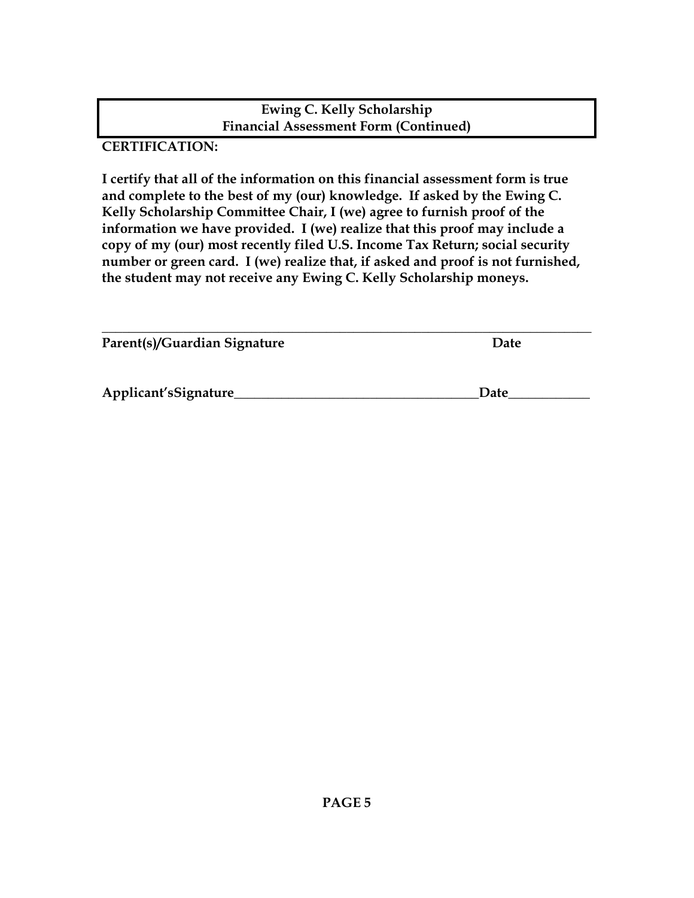**Ewing C. Kelly Scholarship**
**Financial Assessment Form (Continued)**

**CERTIFICATION:**

**I certify that all of the information on this financial assessment form is true and complete to the best of my (our) knowledge. If asked by the Ewing C. Kelly Scholarship Committee Chair, I (we) agree to furnish proof of the information we have provided. I (we) realize that this proof may include a copy of my (our) most recently filed U.S. Income Tax Return; social security number or green card. I (we) realize that, if asked and proof is not furnished, the student may not receive any Ewing C. Kelly Scholarship moneys.**

\_\_\_\_\_\_\_\_\_\_\_\_\_\_\_\_\_\_\_\_\_\_\_\_\_\_\_\_\_\_\_\_\_\_\_\_\_\_\_\_\_\_\_\_\_\_\_\_\_\_\_\_\_\_\_\_\_\_\_\_\_\_\_\_\_\_\_\_\_\_\_\_
**Parent(s)/Guardian Signature** **Date**

**Applicant'sSignature**\_\_\_\_\_\_\_\_\_\_\_\_\_\_\_\_\_\_\_\_\_\_\_\_\_\_\_\_\_\_\_\_\_\_\_\_\_\_**Date**\_\_\_\_\_\_\_\_\_\_\_\_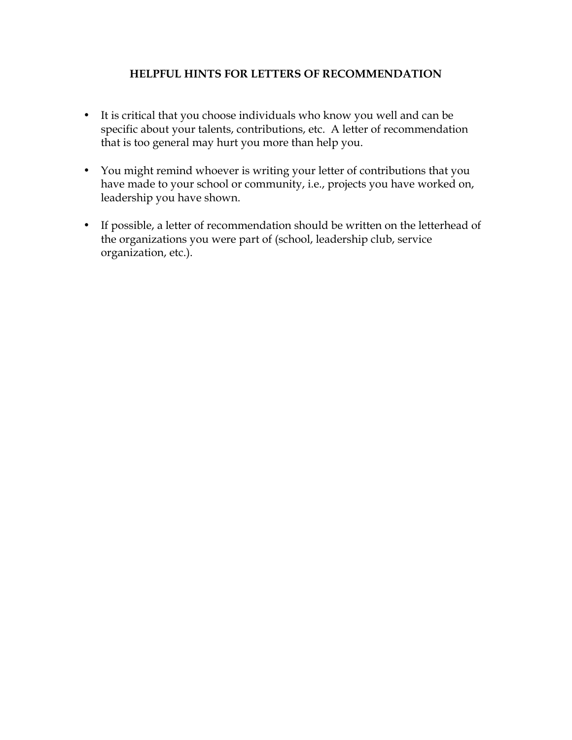# HELPFUL HINTS FOR LETTERS OF RECOMMENDATION

- It is critical that you choose individuals who know you well and can be specific about your talents, contributions, etc. A letter of recommendation that is too general may hurt you more than help you.

- You might remind whoever is writing your letter of contributions that you have made to your school or community, i.e., projects you have worked on, leadership you have shown.

- If possible, a letter of recommendation should be written on the letterhead of the organizations you were part of (school, leadership club, service organization, etc.).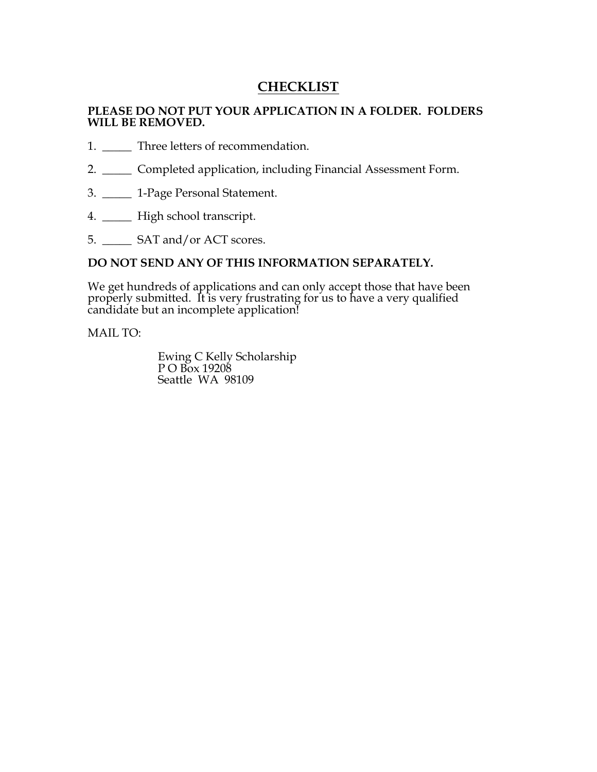# CHECKLIST

**PLEASE DO NOT PUT YOUR APPLICATION IN A FOLDER. FOLDERS WILL BE REMOVED.**

1. _____ Three letters of recommendation.
2. _____ Completed application, including Financial Assessment Form.
3. _____ 1-Page Personal Statement.
4. _____ High school transcript.
5. _____ SAT and/or ACT scores.

**DO NOT SEND ANY OF THIS INFORMATION SEPARATELY.**

We get hundreds of applications and can only accept those that have been properly submitted. It is very frustrating for us to have a very qualified candidate but an incomplete application!

MAIL TO:

Ewing C Kelly Scholarship
P O Box 19208
Seattle WA 98109